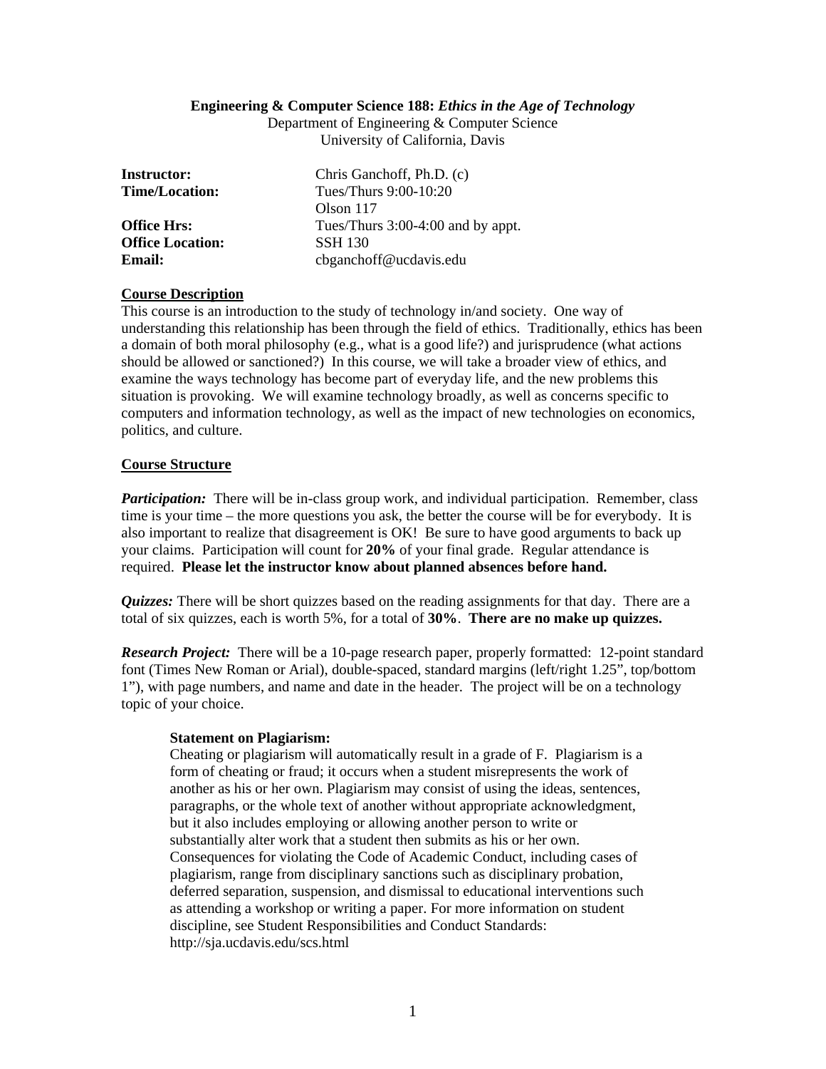**Engineering & Computer Science 188:** ***Ethics in the Age of Technology***

Department of Engineering & Computer Science
University of California, Davis

| | |
|---|---|
| **Instructor:** | Chris Ganchoff, Ph.D. (c) |
| **Time/Location:** | Tues/Thurs 9:00-10:20<br>Olson 117 |
| **Office Hrs:** | Tues/Thurs 3:00-4:00 and by appt. |
| **Office Location:** | SSH 130 |
| **Email:** | cbganchoff@ucdavis.edu |

## Course Description

This course is an introduction to the study of technology in/and society. One way of understanding this relationship has been through the field of ethics. Traditionally, ethics has been a domain of both moral philosophy (e.g., what is a good life?) and jurisprudence (what actions should be allowed or sanctioned?) In this course, we will take a broader view of ethics, and examine the ways technology has become part of everyday life, and the new problems this situation is provoking. We will examine technology broadly, as well as concerns specific to computers and information technology, as well as the impact of new technologies on economics, politics, and culture.

## Course Structure

***Participation:*** There will be in-class group work, and individual participation. Remember, class time is your time – the more questions you ask, the better the course will be for everybody. It is also important to realize that disagreement is OK! Be sure to have good arguments to back up your claims. Participation will count for **20%** of your final grade. Regular attendance is required. **Please let the instructor know about planned absences before hand.**

***Quizzes:*** There will be short quizzes based on the reading assignments for that day. There are a total of six quizzes, each is worth 5%, for a total of **30%**. **There are no make up quizzes.**

***Research Project:*** There will be a 10-page research paper, properly formatted: 12-point standard font (Times New Roman or Arial), double-spaced, standard margins (left/right 1.25", top/bottom 1"), with page numbers, and name and date in the header. The project will be on a technology topic of your choice.

> **Statement on Plagiarism:**
> Cheating or plagiarism will automatically result in a grade of F. Plagiarism is a form of cheating or fraud; it occurs when a student misrepresents the work of another as his or her own. Plagiarism may consist of using the ideas, sentences, paragraphs, or the whole text of another without appropriate acknowledgment, but it also includes employing or allowing another person to write or substantially alter work that a student then submits as his or her own. Consequences for violating the Code of Academic Conduct, including cases of plagiarism, range from disciplinary sanctions such as disciplinary probation, deferred separation, suspension, and dismissal to educational interventions such as attending a workshop or writing a paper. For more information on student discipline, see Student Responsibilities and Conduct Standards: http://sja.ucdavis.edu/scs.html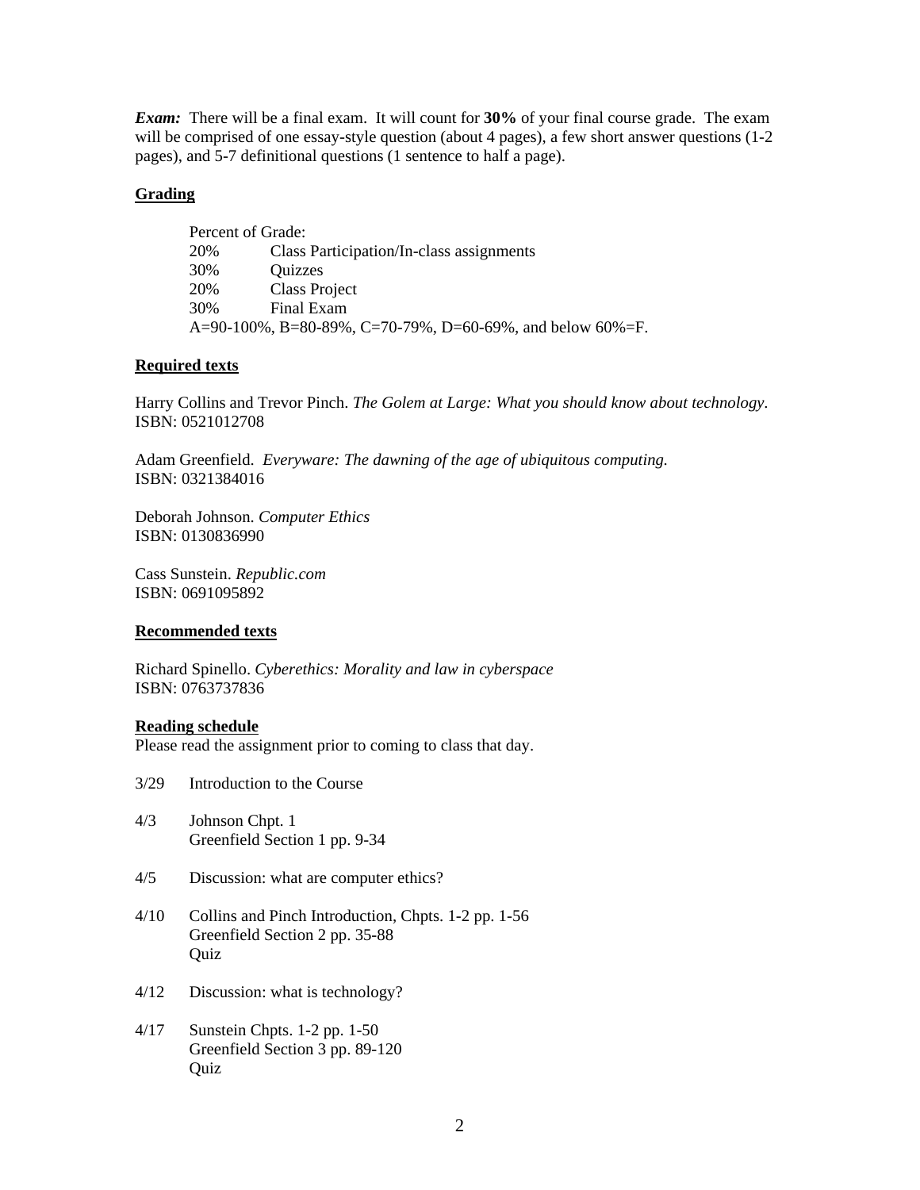***Exam:*** There will be a final exam. It will count for **30%** of your final course grade. The exam will be comprised of one essay-style question (about 4 pages), a few short answer questions (1-2 pages), and 5-7 definitional questions (1 sentence to half a page).

## Grading

Percent of Grade:

| | |
|---|---|
| 20% | Class Participation/In-class assignments |
| 30% | Quizzes |
| 20% | Class Project |
| 30% | Final Exam |

A=90-100%, B=80-89%, C=70-79%, D=60-69%, and below 60%=F.

## Required texts

Harry Collins and Trevor Pinch. *The Golem at Large: What you should know about technology*.
ISBN: 0521012708

Adam Greenfield. *Everyware: The dawning of the age of ubiquitous computing.*
ISBN: 0321384016

Deborah Johnson. *Computer Ethics*
ISBN: 0130836990

Cass Sunstein. *Republic.com*
ISBN: 0691095892

## Recommended texts

Richard Spinello. *Cyberethics: Morality and law in cyberspace*
ISBN: 0763737836

## Reading schedule

Please read the assignment prior to coming to class that day.

3/29 Introduction to the Course

4/3 Johnson Chpt. 1
Greenfield Section 1 pp. 9-34

4/5 Discussion: what are computer ethics?

4/10 Collins and Pinch Introduction, Chpts. 1-2 pp. 1-56
Greenfield Section 2 pp. 35-88
Quiz

4/12 Discussion: what is technology?

4/17 Sunstein Chpts. 1-2 pp. 1-50
Greenfield Section 3 pp. 89-120
Quiz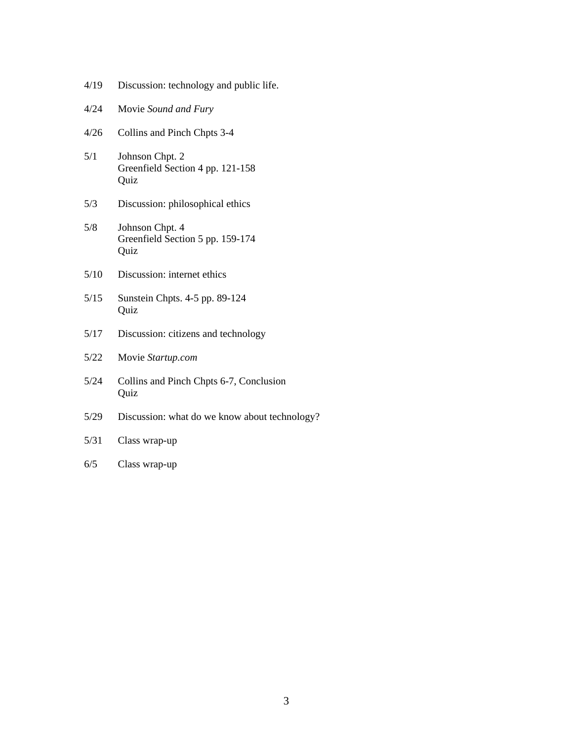4/19 Discussion: technology and public life.

4/24 Movie *Sound and Fury*

4/26 Collins and Pinch Chpts 3-4

5/1 Johnson Chpt. 2
Greenfield Section 4 pp. 121-158
Quiz

5/3 Discussion: philosophical ethics

5/8 Johnson Chpt. 4
Greenfield Section 5 pp. 159-174
Quiz

5/10 Discussion: internet ethics

5/15 Sunstein Chpts. 4-5 pp. 89-124
Quiz

5/17 Discussion: citizens and technology

5/22 Movie *Startup.com*

5/24 Collins and Pinch Chpts 6-7, Conclusion
Quiz

5/29 Discussion: what do we know about technology?

5/31 Class wrap-up

6/5 Class wrap-up